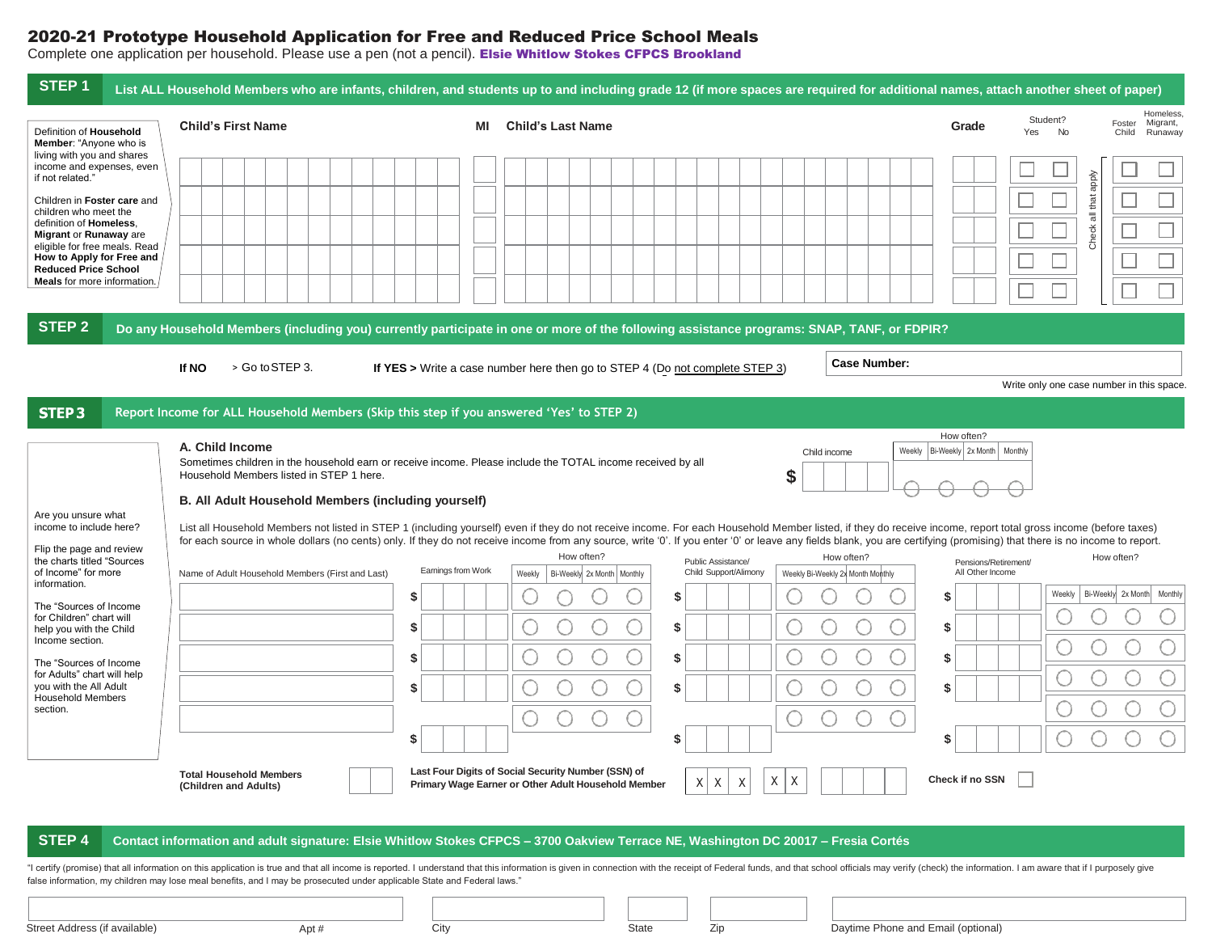# 2020-21 Prototype Household Application for Free and Reduced Price School Meals

Complete one application per household. Please use a pen (not a pencil). **Elsie Whitlow Stokes CFPCS Brookland**

## STEP 1 List ALL Household Members who are infants, children, and students up to and including grade 12 (if more spaces are required for additional names, attach another sheet of paper)

Definition of **Household Member**: "Anyone who is living with you and shares income and expenses, even if not related."

Children in **Foster care** and children who meet the definition of **Homeless, Migrant** or **Runaway** are eligible for free meals. Read **How to Apply for Free and Reduced Price School Meals** for more information.

| Child's First Name | MI | Child's Last Name | Grade | Student? Yes | Student? No | Foster Child | Homeless, Migrant, Runaway |
|---|---|---|---|---|---|---|---|
| | | | | ☐ | ☐ | ☐ | ☐ |
| | | | | ☐ | ☐ | ☐ | ☐ |
| | | | | ☐ | ☐ | ☐ | ☐ |
| | | | | ☐ | ☐ | ☐ | ☐ |
| | | | | ☐ | ☐ | ☐ | ☐ |

Check all that apply

## STEP 2 Do any Household Members (including you) currently participate in one or more of the following assistance programs: SNAP, TANF, or FDPIR?

**If NO** > Go to STEP 3. **If YES >** Write a case number here then go to STEP 4 (Do not complete STEP 3)

**Case Number:**

Write only one case number in this space.

## STEP 3 Report Income for ALL Household Members (Skip this step if you answered 'Yes' to STEP 2)

Are you unsure what income to include here?

Flip the page and review the charts titled "Sources of Income" for more information.

The "Sources of Income for Children" chart will help you with the Child Income section.

The "Sources of Income for Adults" chart will help you with the All Adult Household Members section.

### A. Child Income

Sometimes children in the household earn or receive income. Please include the TOTAL income received by all Household Members listed in STEP 1 here.

| Child income | How often? Weekly | Bi-Weekly | 2x Month | Monthly |
|---|---|---|---|---|
| $ | ○ | ○ | ○ | ○ |

### B. All Adult Household Members (including yourself)

List all Household Members not listed in STEP 1 (including yourself) even if they do not receive income. For each Household Member listed, if they do receive income, report total gross income (before taxes) for each source in whole dollars (no cents) only. If they do not receive income from any source, write '0'. If you enter '0' or leave any fields blank, you are certifying (promising) that there is no income to report.

| Name of Adult Household Members (First and Last) | Earnings from Work | Weekly | Bi-Weekly | 2x Month | Monthly | Public Assistance/ Child Support/Alimony | Weekly | Bi-Weekly | 2x Month | Monthly | Pensions/Retirement/ All Other Income | Weekly | Bi-Weekly | 2x Month | Monthly |
|---|---|---|---|---|---|---|---|---|---|---|---|---|---|---|---|
| | $ | ○ | ○ | ○ | ○ | $ | ○ | ○ | ○ | ○ | $ | ○ | ○ | ○ | ○ |
| | $ | ○ | ○ | ○ | ○ | $ | ○ | ○ | ○ | ○ | $ | ○ | ○ | ○ | ○ |
| | $ | ○ | ○ | ○ | ○ | $ | ○ | ○ | ○ | ○ | $ | ○ | ○ | ○ | ○ |
| | $ | ○ | ○ | ○ | ○ | $ | ○ | ○ | ○ | ○ | $ | ○ | ○ | ○ | ○ |
| | $ | ○ | ○ | ○ | ○ | $ | ○ | ○ | ○ | ○ | $ | ○ | ○ | ○ | ○ |

**Total Household Members (Children and Adults)**

**Last Four Digits of Social Security Number (SSN) of Primary Wage Earner or Other Adult Household Member** X X X - X X - _ _ _ _

**Check if no SSN** ☐

## STEP 4 Contact information and adult signature: Elsie Whitlow Stokes CFPCS – 3700 Oakview Terrace NE, Washington DC 20017 – Fresia Cortés

"I certify (promise) that all information on this application is true and that all income is reported. I understand that this information is given in connection with the receipt of Federal funds, and that school officials may verify (check) the information. I am aware that if I purposely give false information, my children may lose meal benefits, and I may be prosecuted under applicable State and Federal laws."

| Street Address (if available) | Apt # | City | State | Zip | Daytime Phone and Email (optional) |
|---|---|---|---|---|---|
| | | | | | |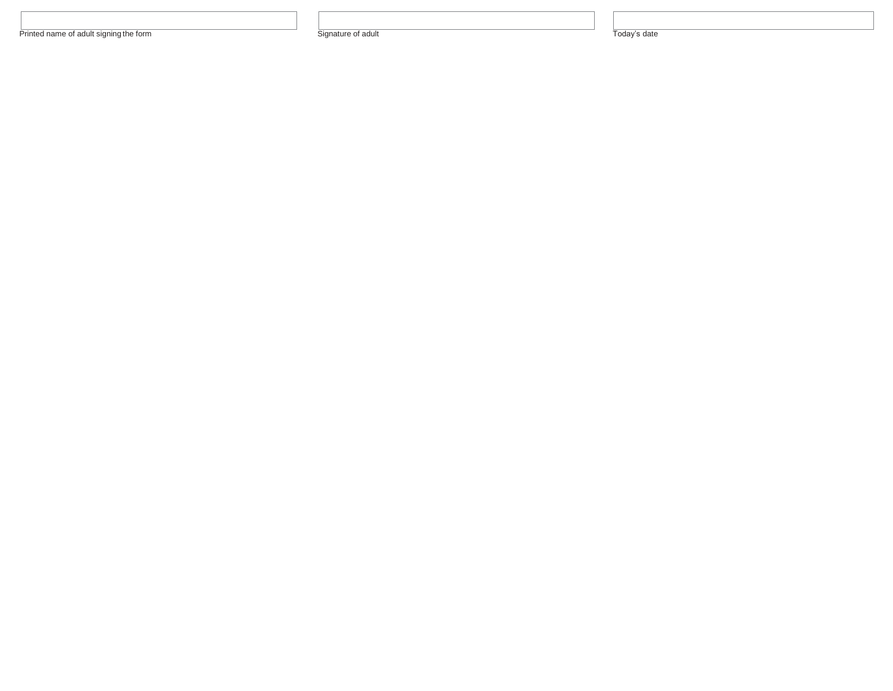| Printed name of adult signing the form | Signature of adult | Today's date |
| --- | --- | --- |
| | | |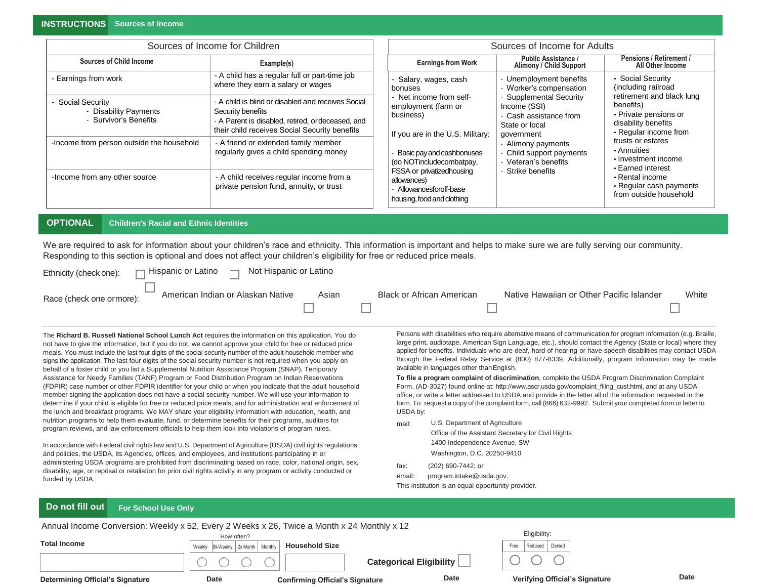## INSTRUCTIONS Sources of Income

### Sources of Income for Children

| Sources of Child Income | Example(s) |
|---|---|
| - Earnings from work | - A child has a regular full or part-time job where they earn a salary or wages |
| - Social Security<br>- Disability Payments<br>- Survivor's Benefits | - A child is blind or disabled and receives Social Security benefits<br>- A Parent is disabled, retired, or deceased, and their child receives Social Security benefits |
| -Income from person outside the household | - A friend or extended family member regularly gives a child spending money |
| -Income from any other source | - A child receives regular income from a private pension fund, annuity, or trust |

### Sources of Income for Adults

| Earnings from Work | Public Assistance / Alimony / Child Support | Pensions / Retirement / All Other Income |
|---|---|---|
| - Salary, wages, cash bonuses<br>- Net income from self-employment (farm or business)<br><br>If you are in the U.S. Military:<br><br>- Basic pay and cash bonuses (do NOT include combat pay, FSSA or privatized housing allowances)<br>- Allowances for off-base housing, food and clothing | - Unemployment benefits<br>- Worker's compensation<br>- Supplemental Security Income (SSI)<br>- Cash assistance from State or local government<br>- Alimony payments<br>- Child support payments<br>- Veteran's benefits<br>- Strike benefits | - Social Security (including railroad retirement and black lung benefits)<br>- Private pensions or disability benefits<br>- Regular income from trusts or estates<br>- Annuities<br>- Investment income<br>- Earned interest<br>- Rental income<br>- Regular cash payments from outside household |

## OPTIONAL Children's Racial and Ethnic Identities

We are required to ask for information about your children's race and ethnicity. This information is important and helps to make sure we are fully serving our community. Responding to this section is optional and does not affect your children's eligibility for free or reduced price meals.

Ethnicity (check one): ☐ Hispanic or Latino ☐ Not Hispanic or Latino

Race (check one or more): ☐ American Indian or Alaskan Native ☐ Asian ☐ Black or African American ☐ Native Hawaiian or Other Pacific Islander ☐ White

The **Richard B. Russell National School Lunch Act** requires the information on this application. You do not have to give the information, but if you do not, we cannot approve your child for free or reduced price meals. You must include the last four digits of the social security number of the adult household member who signs the application. The last four digits of the social security number is not required when you apply on behalf of a foster child or you list a Supplemental Nutrition Assistance Program (SNAP), Temporary Assistance for Needy Families (TANF) Program or Food Distribution Program on Indian Reservations (FDPIR) case number or other FDPIR identifier for your child or when you indicate that the adult household member signing the application does not have a social security number. We will use your information to determine if your child is eligible for free or reduced price meals, and for administration and enforcement of the lunch and breakfast programs. We MAY share your eligibility information with education, health, and nutrition programs to help them evaluate, fund, or determine benefits for their programs, auditors for program reviews, and law enforcement officials to help them look into violations of program rules.

In accordance with Federal civil rights law and U.S. Department of Agriculture (USDA) civil rights regulations and policies, the USDA, its Agencies, offices, and employees, and institutions participating in or administering USDA programs are prohibited from discriminating based on race, color, national origin, sex, disability, age, or reprisal or retaliation for prior civil rights activity in any program or activity conducted or funded by USDA.

Persons with disabilities who require alternative means of communication for program information (e.g. Braille, large print, audiotape, American Sign Language, etc.), should contact the Agency (State or local) where they applied for benefits. Individuals who are deaf, hard of hearing or have speech disabilities may contact USDA through the Federal Relay Service at (800) 877-8339. Additionally, program information may be made available in languages other than English.

**To file a program complaint of discrimination**, complete the USDA Program Discrimination Complaint Form, (AD-3027) found online at: http://www.ascr.usda.gov/complaint_filing_cust.html, and at any USDA office, or write a letter addressed to USDA and provide in the letter all of the information requested in the form. To request a copy of the complaint form, call (866) 632-9992. Submit your completed form or letter to USDA by:

mail: U.S. Department of Agriculture
Office of the Assistant Secretary for Civil Rights
1400 Independence Avenue, SW
Washington, D.C. 20250-9410

fax: (202) 690-7442; or

email: program.intake@usda.gov.

This institution is an equal opportunity provider.

## Do not fill out For School Use Only

Annual Income Conversion: Weekly x 52, Every 2 Weeks x 26, Twice a Month x 24 Monthly x 12

Total Income

How often? ○ Weekly ○ Bi-Weekly ○ 2x Month ○ Monthly

Household Size

Categorical Eligibility ☐

Eligibility: ○ Free ○ Reduced ○ Denied

Determining Official's Signature  Date  Confirming Official's Signature  Date  Verifying Official's Signature  Date